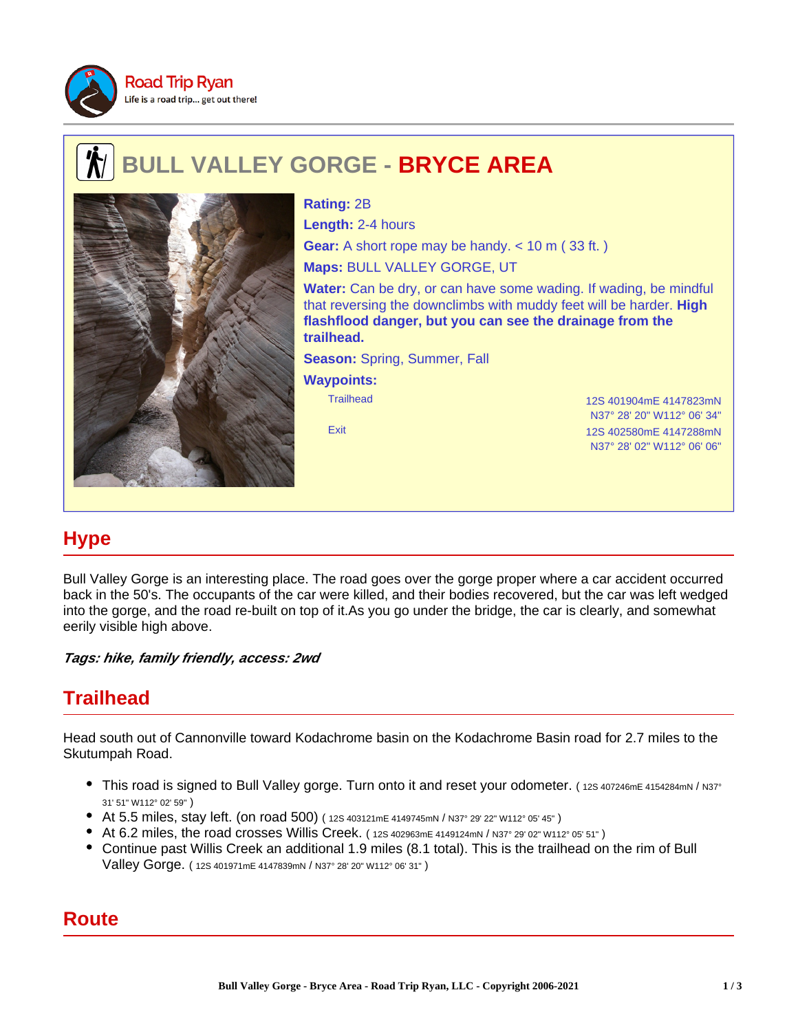Road Trip Ryan
Life is a road trip... get out there!

# BULL VALLEY GORGE - BRYCE AREA

**Rating:** 2B

**Length:** 2-4 hours

**Gear:** A short rope may be handy. < 10 m ( 33 ft. )

**Maps:** BULL VALLEY GORGE, UT

**Water:** Can be dry, or can have some wading. If wading, be mindful that reversing the downclimbs with muddy feet will be harder. **High flashflood danger, but you can see the drainage from the trailhead.**

**Season:** Spring, Summer, Fall

**Waypoints:**

| | |
|---|---|
| Trailhead | 12S 401904mE 4147823mN<br>N37° 28' 20" W112° 06' 34" |
| Exit | 12S 402580mE 4147288mN<br>N37° 28' 02" W112° 06' 06" |

## Hype

Bull Valley Gorge is an interesting place. The road goes over the gorge proper where a car accident occurred back in the 50's. The occupants of the car were killed, and their bodies recovered, but the car was left wedged into the gorge, and the road re-built on top of it.As you go under the bridge, the car is clearly, and somewhat eerily visible high above.

***Tags: hike, family friendly, access: 2wd***

## Trailhead

Head south out of Cannonville toward Kodachrome basin on the Kodachrome Basin road for 2.7 miles to the Skutumpah Road.

- This road is signed to Bull Valley gorge. Turn onto it and reset your odometer. ( 12S 407246mE 4154284mN / N37° 31' 51" W112° 02' 59" )
- At 5.5 miles, stay left. (on road 500) ( 12S 403121mE 4149745mN / N37° 29' 22" W112° 05' 45" )
- At 6.2 miles, the road crosses Willis Creek. ( 12S 402963mE 4149124mN / N37° 29' 02" W112° 05' 51" )
- Continue past Willis Creek an additional 1.9 miles (8.1 total). This is the trailhead on the rim of Bull Valley Gorge. ( 12S 401971mE 4147839mN / N37° 28' 20" W112° 06' 31" )

## Route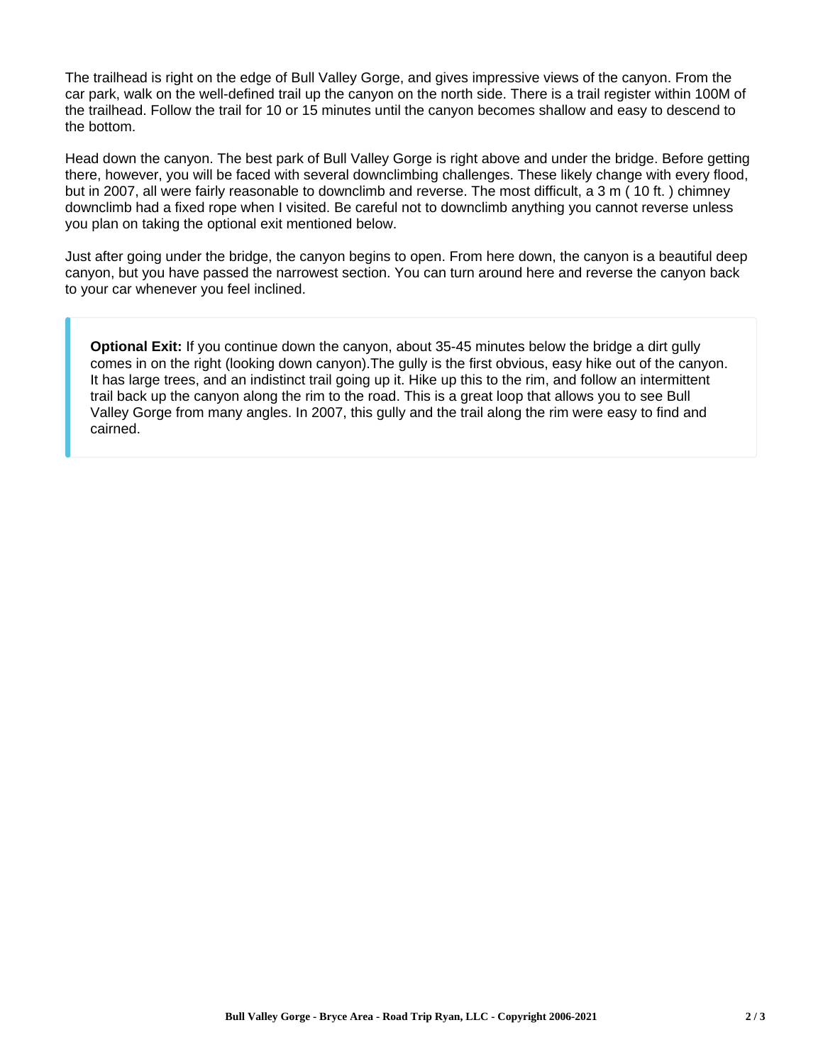The trailhead is right on the edge of Bull Valley Gorge, and gives impressive views of the canyon. From the car park, walk on the well-defined trail up the canyon on the north side. There is a trail register within 100M of the trailhead. Follow the trail for 10 or 15 minutes until the canyon becomes shallow and easy to descend to the bottom.

Head down the canyon. The best park of Bull Valley Gorge is right above and under the bridge. Before getting there, however, you will be faced with several downclimbing challenges. These likely change with every flood, but in 2007, all were fairly reasonable to downclimb and reverse. The most difficult, a 3 m ( 10 ft. ) chimney downclimb had a fixed rope when I visited. Be careful not to downclimb anything you cannot reverse unless you plan on taking the optional exit mentioned below.

Just after going under the bridge, the canyon begins to open. From here down, the canyon is a beautiful deep canyon, but you have passed the narrowest section. You can turn around here and reverse the canyon back to your car whenever you feel inclined.

> **Optional Exit:** If you continue down the canyon, about 35-45 minutes below the bridge a dirt gully comes in on the right (looking down canyon).The gully is the first obvious, easy hike out of the canyon. It has large trees, and an indistinct trail going up it. Hike up this to the rim, and follow an intermittent trail back up the canyon along the rim to the road. This is a great loop that allows you to see Bull Valley Gorge from many angles. In 2007, this gully and the trail along the rim were easy to find and cairned.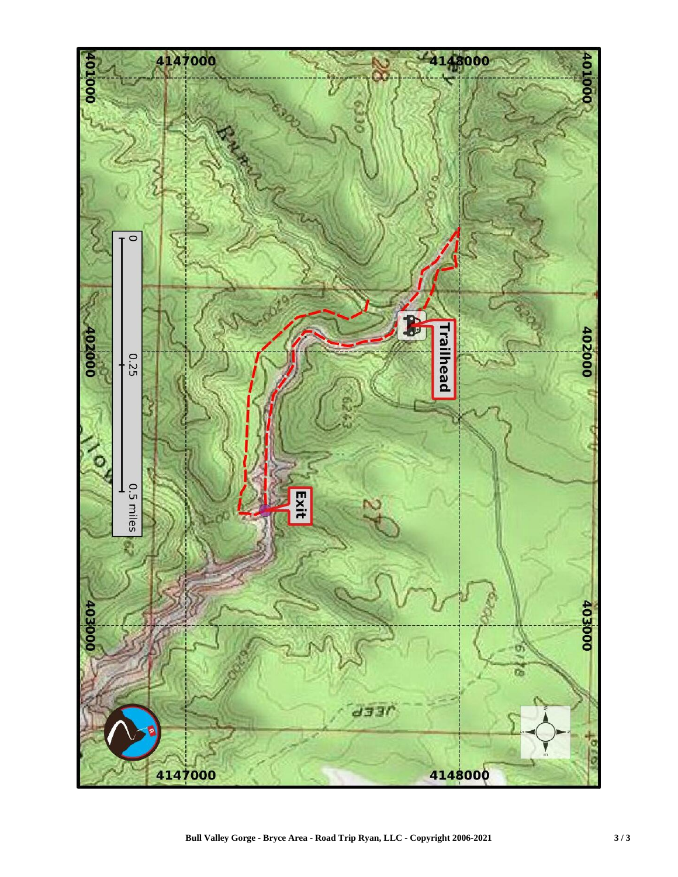4147000

4148000

401000

402000

403000

Trailhead

Exit

0

0.25

0.5 miles

JEEP